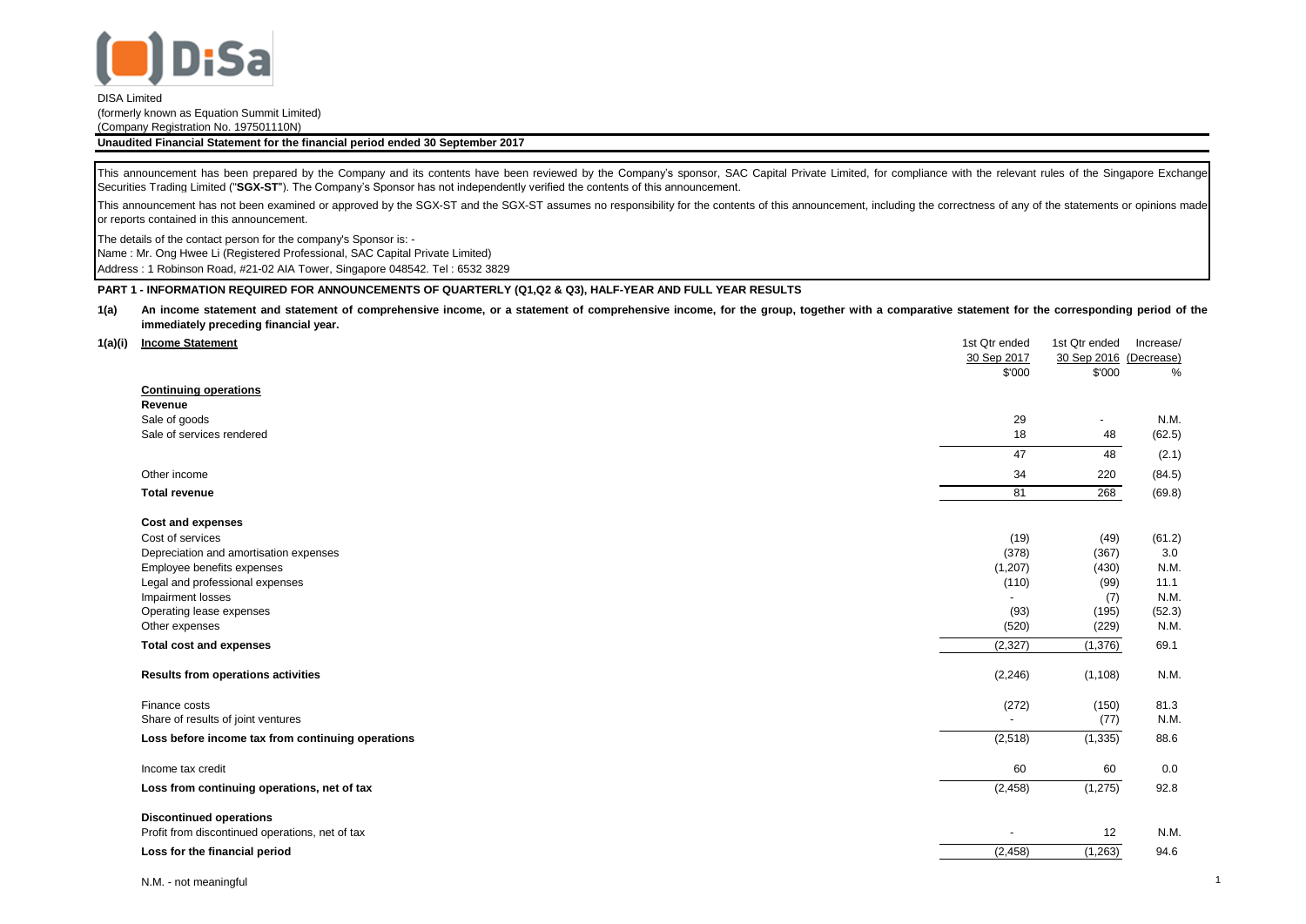DISA Limited
(formerly known as Equation Summit Limited)
(Company Registration No. 197501110N)

**Unaudited Financial Statement for the financial period ended 30 September 2017**

This announcement has been prepared by the Company and its contents have been reviewed by the Company's sponsor, SAC Capital Private Limited, for compliance with the relevant rules of the Singapore Exchange Securities Trading Limited ("**SGX-ST**"). The Company's Sponsor has not independently verified the contents of this announcement.

This announcement has not been examined or approved by the SGX-ST and the SGX-ST assumes no responsibility for the contents of this announcement, including the correctness of any of the statements or opinions made or reports contained in this announcement.

The details of the contact person for the company's Sponsor is: -
Name : Mr. Ong Hwee Li (Registered Professional, SAC Capital Private Limited)
Address : 1 Robinson Road, #21-02 AIA Tower, Singapore 048542. Tel : 6532 3829

**PART 1 - INFORMATION REQUIRED FOR ANNOUNCEMENTS OF QUARTERLY (Q1,Q2 & Q3), HALF-YEAR AND FULL YEAR RESULTS**

**1(a) An income statement and statement of comprehensive income, or a statement of comprehensive income, for the group, together with a comparative statement for the corresponding period of the immediately preceding financial year.**

**1(a)(i) Income Statement**

| | 1st Qtr ended 30 Sep 2017 | 1st Qtr ended 30 Sep 2016 | Increase/ (Decrease) |
|---|---|---|---|
| | $'000 | $'000 | % |
| **Continuing operations** | | | |
| **Revenue** | | | |
| Sale of goods | 29 | - | N.M. |
| Sale of services rendered | 18 | 48 | (62.5) |
| | 47 | 48 | (2.1) |
| Other income | 34 | 220 | (84.5) |
| **Total revenue** | 81 | 268 | (69.8) |
| **Cost and expenses** | | | |
| Cost of services | (19) | (49) | (61.2) |
| Depreciation and amortisation expenses | (378) | (367) | 3.0 |
| Employee benefits expenses | (1,207) | (430) | N.M. |
| Legal and professional expenses | (110) | (99) | 11.1 |
| Impairment losses | - | (7) | N.M. |
| Operating lease expenses | (93) | (195) | (52.3) |
| Other expenses | (520) | (229) | N.M. |
| **Total cost and expenses** | (2,327) | (1,376) | 69.1 |
| **Results from operations activities** | (2,246) | (1,108) | N.M. |
| Finance costs | (272) | (150) | 81.3 |
| Share of results of joint ventures | - | (77) | N.M. |
| **Loss before income tax from continuing operations** | (2,518) | (1,335) | 88.6 |
| Income tax credit | 60 | 60 | 0.0 |
| **Loss from continuing operations, net of tax** | (2,458) | (1,275) | 92.8 |
| **Discontinued operations** | | | |
| Profit from discontinued operations, net of tax | - | 12 | N.M. |
| **Loss for the financial period** | (2,458) | (1,263) | 94.6 |

N.M. - not meaningful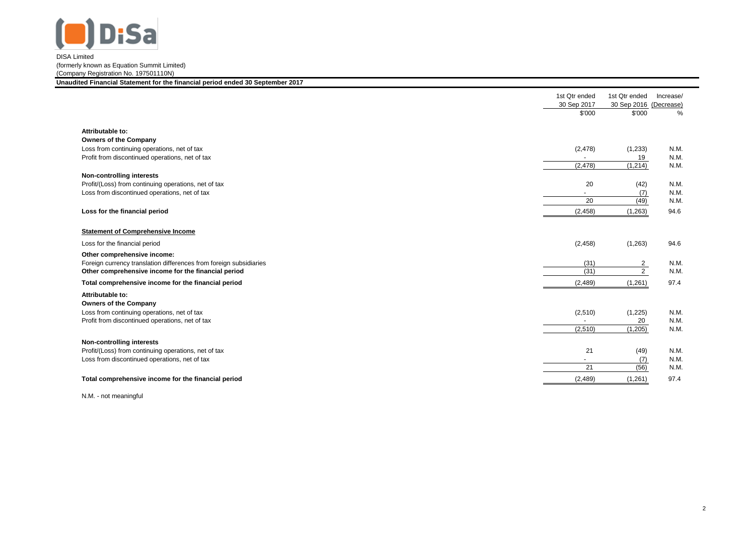DISA Limited
(formerly known as Equation Summit Limited)
(Company Registration No. 197501110N)

**Unaudited Financial Statement for the financial period ended 30 September 2017**

| | 1st Qtr ended 30 Sep 2017 | 1st Qtr ended 30 Sep 2016 | Increase/ (Decrease) |
|---|---|---|---|
| | $'000 | $'000 | % |
| **Attributable to:** | | | |
| **Owners of the Company** | | | |
| Loss from continuing operations, net of tax | (2,478) | (1,233) | N.M. |
| Profit from discontinued operations, net of tax | - | 19 | N.M. |
| | (2,478) | (1,214) | N.M. |
| **Non-controlling interests** | | | |
| Profit/(Loss) from continuing operations, net of tax | 20 | (42) | N.M. |
| Loss from discontinued operations, net of tax | - | (7) | N.M. |
| | 20 | (49) | N.M. |
| **Loss for the financial period** | (2,458) | (1,263) | 94.6 |
| **Statement of Comprehensive Income** | | | |
| Loss for the financial period | (2,458) | (1,263) | 94.6 |
| **Other comprehensive income:** | | | |
| Foreign currency translation differences from foreign subsidiaries | (31) | 2 | N.M. |
| **Other comprehensive income for the financial period** | (31) | 2 | N.M. |
| **Total comprehensive income for the financial period** | (2,489) | (1,261) | 97.4 |
| **Attributable to:** | | | |
| **Owners of the Company** | | | |
| Loss from continuing operations, net of tax | (2,510) | (1,225) | N.M. |
| Profit from discontinued operations, net of tax | - | 20 | N.M. |
| | (2,510) | (1,205) | N.M. |
| **Non-controlling interests** | | | |
| Profit/(Loss) from continuing operations, net of tax | 21 | (49) | N.M. |
| Loss from discontinued operations, net of tax | - | (7) | N.M. |
| | 21 | (56) | N.M. |
| **Total comprehensive income for the financial period** | (2,489) | (1,261) | 97.4 |

N.M. - not meaningful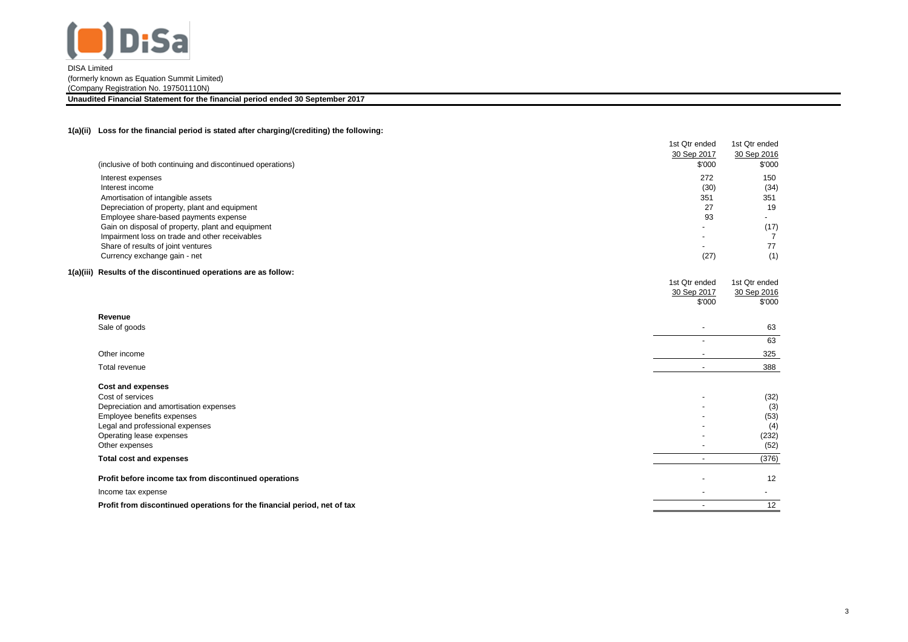DISA Limited
(formerly known as Equation Summit Limited)
(Company Registration No. 197501110N)

**Unaudited Financial Statement for the financial period ended 30 September 2017**

**1(a)(ii) Loss for the financial period is stated after charging/(crediting) the following:**

| (inclusive of both continuing and discontinued operations) | 1st Qtr ended 30 Sep 2017 $'000 | 1st Qtr ended 30 Sep 2016 $'000 |
|---|---|---|
| Interest expenses | 272 | 150 |
| Interest income | (30) | (34) |
| Amortisation of intangible assets | 351 | 351 |
| Depreciation of property, plant and equipment | 27 | 19 |
| Employee share-based payments expense | 93 | - |
| Gain on disposal of property, plant and equipment | - | (17) |
| Impairment loss on trade and other receivables | - | 7 |
| Share of results of joint ventures | - | 77 |
| Currency exchange gain - net | (27) | (1) |

**1(a)(iii) Results of the discontinued operations are as follow:**

| | 1st Qtr ended 30 Sep 2017 $'000 | 1st Qtr ended 30 Sep 2016 $'000 |
|---|---|---|
| **Revenue** | | |
| Sale of goods | - | 63 |
| | - | 63 |
| Other income | - | 325 |
| Total revenue | - | 388 |
| **Cost and expenses** | | |
| Cost of services | - | (32) |
| Depreciation and amortisation expenses | - | (3) |
| Employee benefits expenses | - | (53) |
| Legal and professional expenses | - | (4) |
| Operating lease expenses | - | (232) |
| Other expenses | - | (52) |
| **Total cost and expenses** | - | (376) |
| **Profit before income tax from discontinued operations** | - | 12 |
| Income tax expense | - | - |
| **Profit from discontinued operations for the financial period, net of tax** | - | 12 |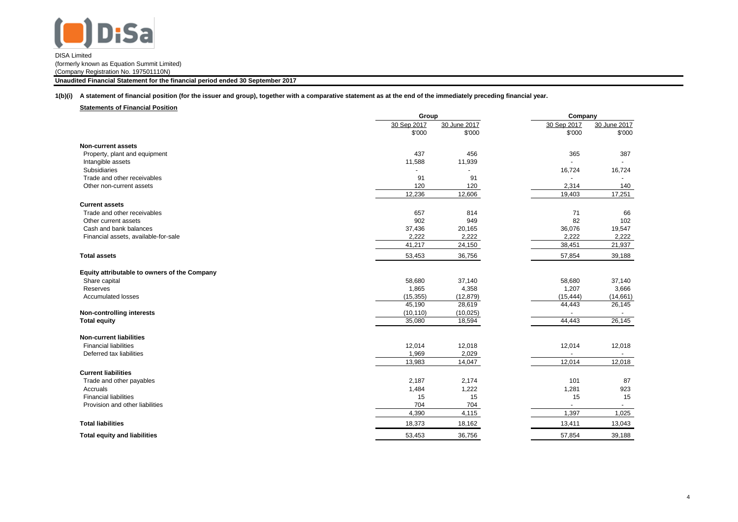DISA Limited
(formerly known as Equation Summit Limited)
(Company Registration No. 197501110N)

**Unaudited Financial Statement for the financial period ended 30 September 2017**

**1(b)(i) A statement of financial position (for the issuer and group), together with a comparative statement as at the end of the immediately preceding financial year.**

**Statements of Financial Position**

| | Group | | Company | |
|---|---|---|---|---|
| | 30 Sep 2017 | 30 June 2017 | 30 Sep 2017 | 30 June 2017 |
| | $'000 | $'000 | $'000 | $'000 |
| **Non-current assets** | | | | |
| Property, plant and equipment | 437 | 456 | 365 | 387 |
| Intangible assets | 11,588 | 11,939 | - | - |
| Subsidiaries | - | - | 16,724 | 16,724 |
| Trade and other receivables | 91 | 91 | - | - |
| Other non-current assets | 120 | 120 | 2,314 | 140 |
| | 12,236 | 12,606 | 19,403 | 17,251 |
| **Current assets** | | | | |
| Trade and other receivables | 657 | 814 | 71 | 66 |
| Other current assets | 902 | 949 | 82 | 102 |
| Cash and bank balances | 37,436 | 20,165 | 36,076 | 19,547 |
| Financial assets, available-for-sale | 2,222 | 2,222 | 2,222 | 2,222 |
| | 41,217 | 24,150 | 38,451 | 21,937 |
| **Total assets** | 53,453 | 36,756 | 57,854 | 39,188 |
| **Equity attributable to owners of the Company** | | | | |
| Share capital | 58,680 | 37,140 | 58,680 | 37,140 |
| Reserves | 1,865 | 4,358 | 1,207 | 3,666 |
| Accumulated losses | (15,355) | (12,879) | (15,444) | (14,661) |
| | 45,190 | 28,619 | 44,443 | 26,145 |
| **Non-controlling interests** | (10,110) | (10,025) | - | - |
| **Total equity** | 35,080 | 18,594 | 44,443 | 26,145 |
| **Non-current liabilities** | | | | |
| Financial liabilities | 12,014 | 12,018 | 12,014 | 12,018 |
| Deferred tax liabilities | 1,969 | 2,029 | - | - |
| | 13,983 | 14,047 | 12,014 | 12,018 |
| **Current liabilities** | | | | |
| Trade and other payables | 2,187 | 2,174 | 101 | 87 |
| Accruals | 1,484 | 1,222 | 1,281 | 923 |
| Financial liabilities | 15 | 15 | 15 | 15 |
| Provision and other liabilities | 704 | 704 | - | - |
| | 4,390 | 4,115 | 1,397 | 1,025 |
| **Total liabilities** | 18,373 | 18,162 | 13,411 | 13,043 |
| **Total equity and liabilities** | 53,453 | 36,756 | 57,854 | 39,188 |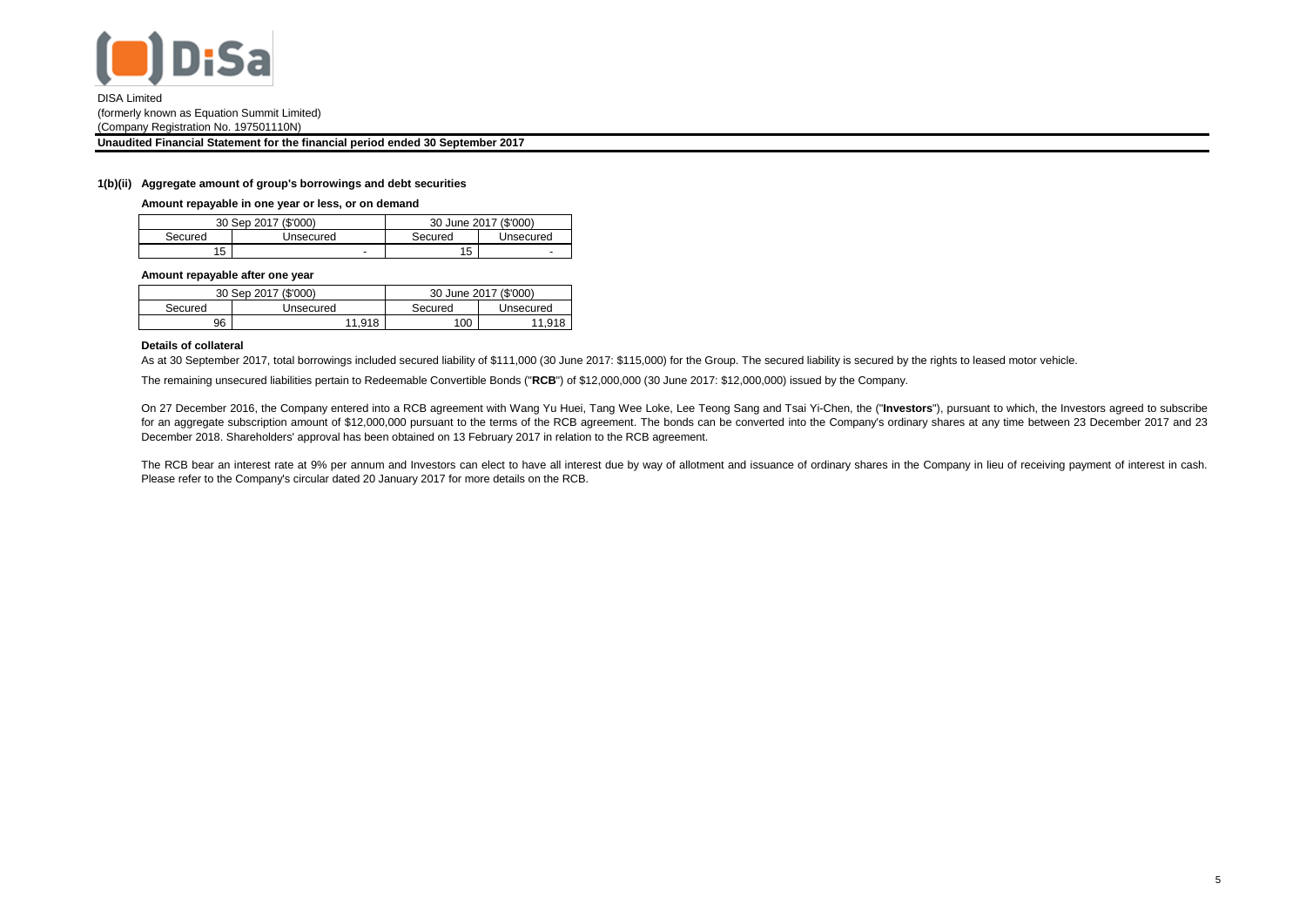DISA Limited
(formerly known as Equation Summit Limited)
(Company Registration No. 197501110N)

**Unaudited Financial Statement for the financial period ended 30 September 2017**

**1(b)(ii) Aggregate amount of group's borrowings and debt securities**

**Amount repayable in one year or less, or on demand**

| 30 Sep 2017 ($'000) | | 30 June 2017 ($'000) | |
|---|---|---|---|
| Secured | Unsecured | Secured | Unsecured |
| 15 | - | 15 | - |

**Amount repayable after one year**

| 30 Sep 2017 ($'000) | | 30 June 2017 ($'000) | |
|---|---|---|---|
| Secured | Unsecured | Secured | Unsecured |
| 96 | 11,918 | 100 | 11,918 |

**Details of collateral**

As at 30 September 2017, total borrowings included secured liability of $111,000 (30 June 2017: $115,000) for the Group. The secured liability is secured by the rights to leased motor vehicle.

The remaining unsecured liabilities pertain to Redeemable Convertible Bonds ("**RCB**") of $12,000,000 (30 June 2017: $12,000,000) issued by the Company.

On 27 December 2016, the Company entered into a RCB agreement with Wang Yu Huei, Tang Wee Loke, Lee Teong Sang and Tsai Yi-Chen, the ("**Investors**"), pursuant to which, the Investors agreed to subscribe for an aggregate subscription amount of $12,000,000 pursuant to the terms of the RCB agreement. The bonds can be converted into the Company's ordinary shares at any time between 23 December 2017 and 23 December 2018. Shareholders' approval has been obtained on 13 February 2017 in relation to the RCB agreement.

The RCB bear an interest rate at 9% per annum and Investors can elect to have all interest due by way of allotment and issuance of ordinary shares in the Company in lieu of receiving payment of interest in cash. Please refer to the Company's circular dated 20 January 2017 for more details on the RCB.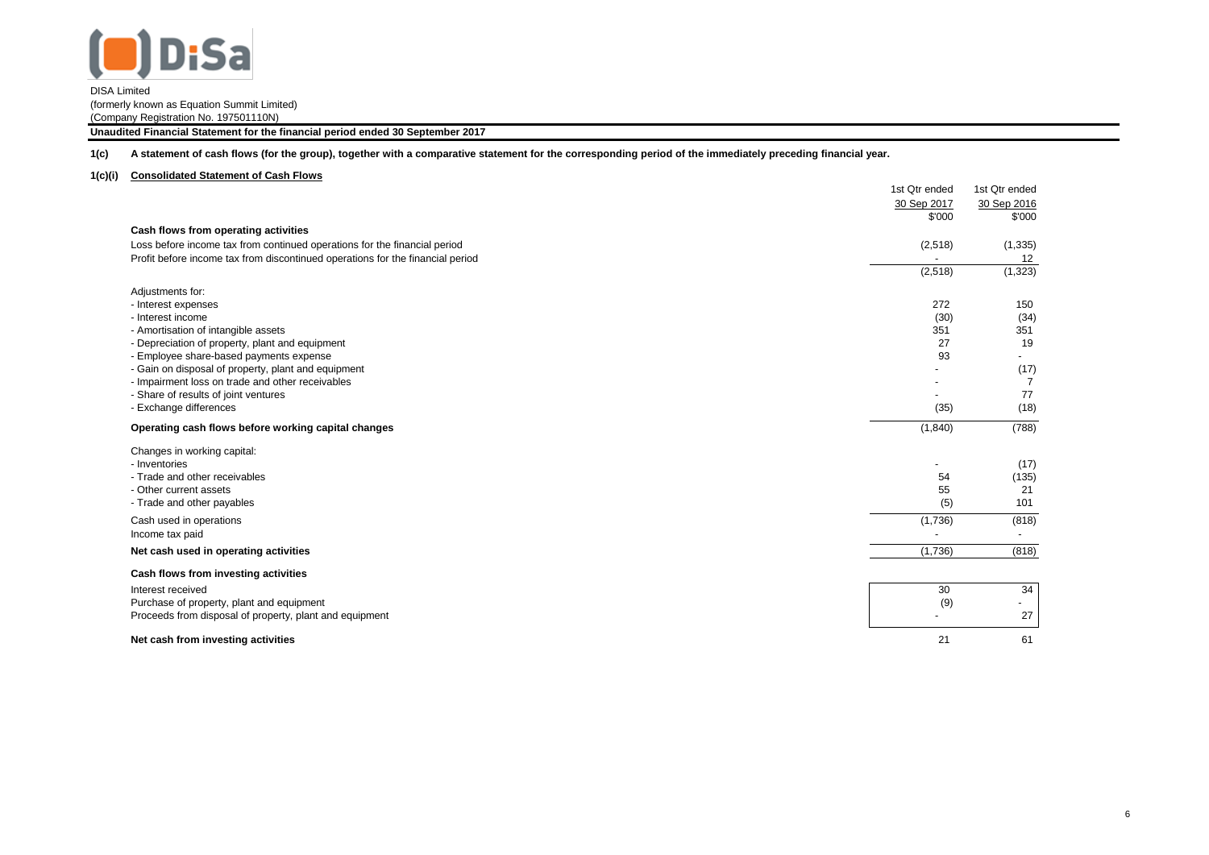DISA Limited
(formerly known as Equation Summit Limited)
(Company Registration No. 197501110N)

**Unaudited Financial Statement for the financial period ended 30 September 2017**

**1(c) A statement of cash flows (for the group), together with a comparative statement for the corresponding period of the immediately preceding financial year.**

**1(c)(i) Consolidated Statement of Cash Flows**

| | 1st Qtr ended 30 Sep 2017 $'000 | 1st Qtr ended 30 Sep 2016 $'000 |
|---|---|---|
| **Cash flows from operating activities** | | |
| Loss before income tax from continued operations for the financial period | (2,518) | (1,335) |
| Profit before income tax from discontinued operations for the financial period | - | 12 |
| | (2,518) | (1,323) |
| Adjustments for: | | |
| - Interest expenses | 272 | 150 |
| - Interest income | (30) | (34) |
| - Amortisation of intangible assets | 351 | 351 |
| - Depreciation of property, plant and equipment | 27 | 19 |
| - Employee share-based payments expense | 93 | - |
| - Gain on disposal of property, plant and equipment | - | (17) |
| - Impairment loss on trade and other receivables | - | 7 |
| - Share of results of joint ventures | - | 77 |
| - Exchange differences | (35) | (18) |
| **Operating cash flows before working capital changes** | (1,840) | (788) |
| Changes in working capital: | | |
| - Inventories | - | (17) |
| - Trade and other receivables | 54 | (135) |
| - Other current assets | 55 | 21 |
| - Trade and other payables | (5) | 101 |
| Cash used in operations | (1,736) | (818) |
| Income tax paid | - | - |
| **Net cash used in operating activities** | (1,736) | (818) |
| **Cash flows from investing activities** | | |
| Interest received | 30 | 34 |
| Purchase of property, plant and equipment | (9) | - |
| Proceeds from disposal of property, plant and equipment | - | 27 |
| **Net cash from investing activities** | 21 | 61 |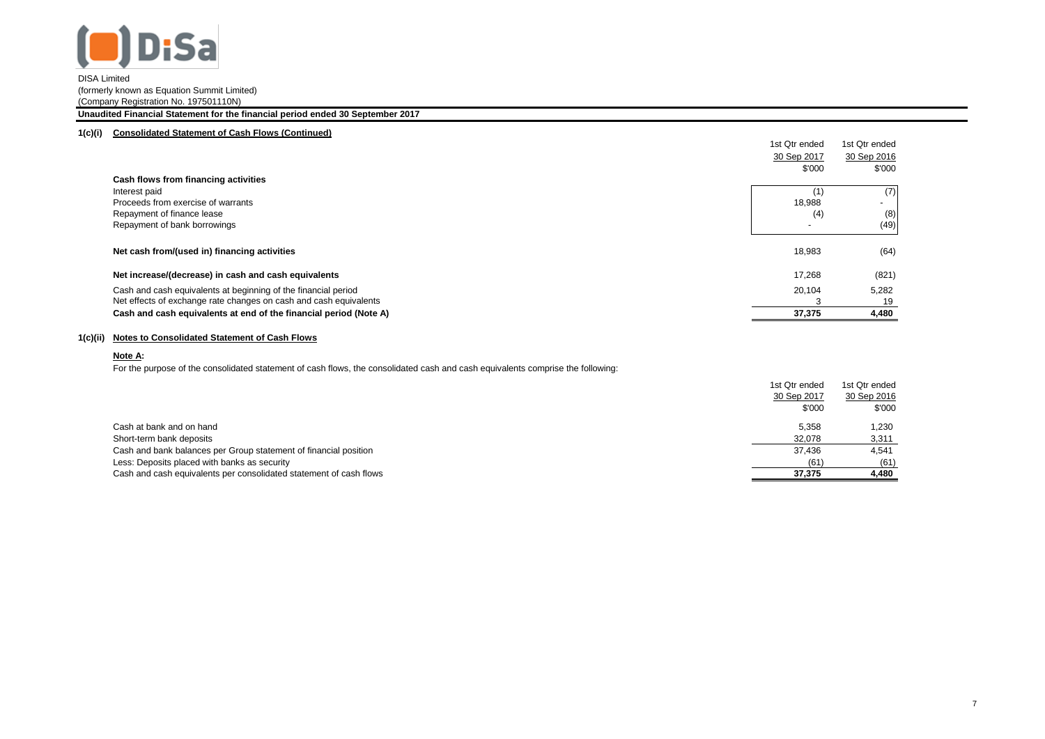DiSa

DISA Limited
(formerly known as Equation Summit Limited)
(Company Registration No. 197501110N)

**Unaudited Financial Statement for the financial period ended 30 September 2017**

## 1(c)(i) Consolidated Statement of Cash Flows (Continued)

| | 1st Qtr ended 30 Sep 2017 $'000 | 1st Qtr ended 30 Sep 2016 $'000 |
|---|---|---|
| **Cash flows from financing activities** | | |
| Interest paid | (1) | (7) |
| Proceeds from exercise of warrants | 18,988 | - |
| Repayment of finance lease | (4) | (8) |
| Repayment of bank borrowings | - | (49) |
| **Net cash from/(used in) financing activities** | 18,983 | (64) |
| **Net increase/(decrease) in cash and cash equivalents** | 17,268 | (821) |
| Cash and cash equivalents at beginning of the financial period | 20,104 | 5,282 |
| Net effects of exchange rate changes on cash and cash equivalents | 3 | 19 |
| **Cash and cash equivalents at end of the financial period (Note A)** | **37,375** | **4,480** |

## 1(c)(ii) Notes to Consolidated Statement of Cash Flows

**Note A:**

For the purpose of the consolidated statement of cash flows, the consolidated cash and cash equivalents comprise the following:

| | 1st Qtr ended 30 Sep 2017 $'000 | 1st Qtr ended 30 Sep 2016 $'000 |
|---|---|---|
| Cash at bank and on hand | 5,358 | 1,230 |
| Short-term bank deposits | 32,078 | 3,311 |
| Cash and bank balances per Group statement of financial position | 37,436 | 4,541 |
| Less: Deposits placed with banks as security | (61) | (61) |
| Cash and cash equivalents per consolidated statement of cash flows | **37,375** | **4,480** |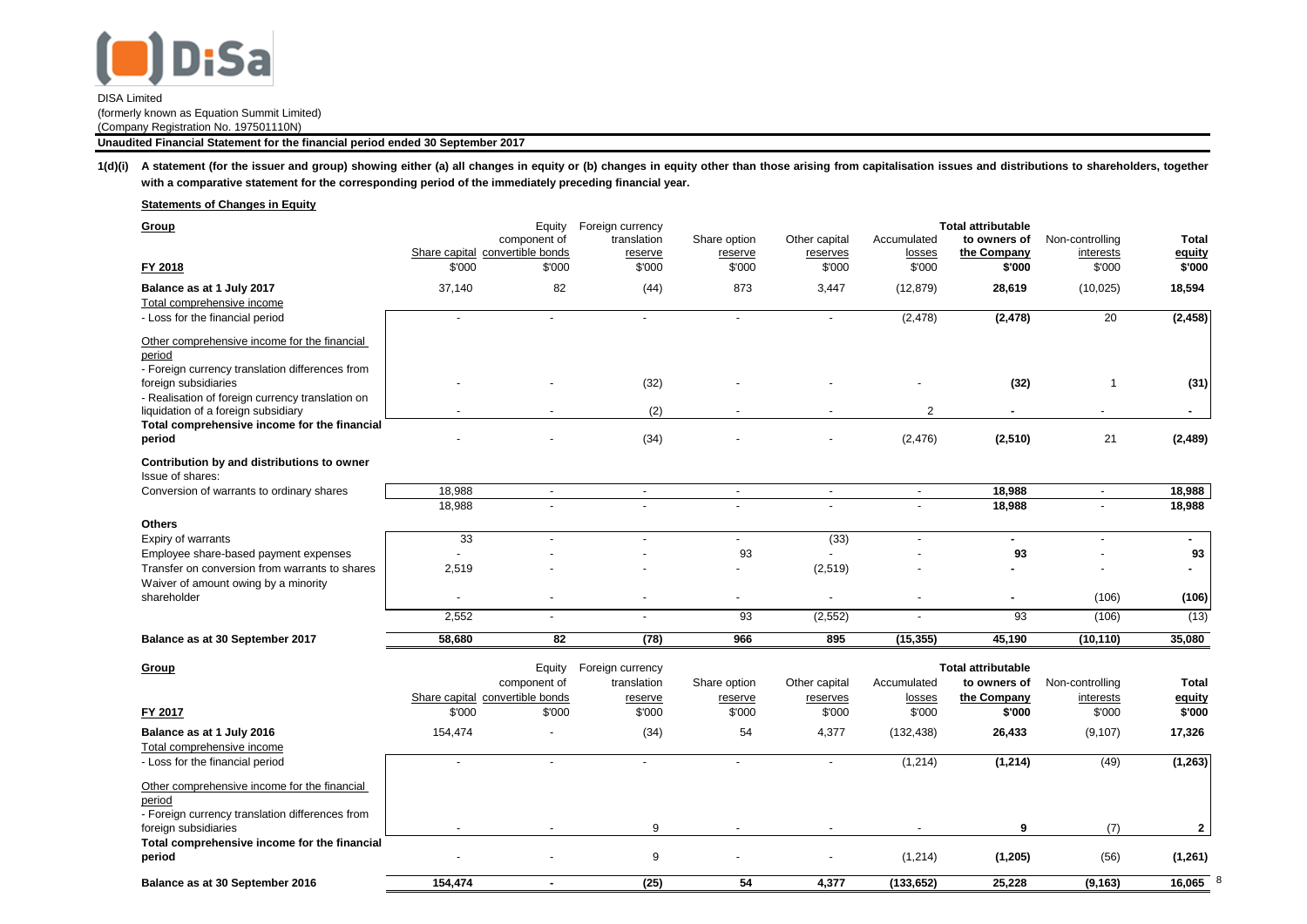DISA Limited
(formerly known as Equation Summit Limited)
(Company Registration No. 197501110N)

**Unaudited Financial Statement for the financial period ended 30 September 2017**

**1(d)(i) A statement (for the issuer and group) showing either (a) all changes in equity or (b) changes in equity other than those arising from capitalisation issues and distributions to shareholders, together with a comparative statement for the corresponding period of the immediately preceding financial year.**

**Statements of Changes in Equity**

| **Group**<br>**FY 2018** | Share capital<br>$'000 | Equity component of convertible bonds<br>$'000 | Foreign currency translation reserve<br>$'000 | Share option reserve<br>$'000 | Other capital reserves<br>$'000 | Accumulated losses<br>$'000 | **Total attributable to owners of the Company**<br>**$'000** | Non-controlling interests<br>$'000 | **Total equity**<br>**$'000** |
|---|---|---|---|---|---|---|---|---|---|
| **Balance as at 1 July 2017** | 37,140 | 82 | (44) | 873 | 3,447 | (12,879) | **28,619** | (10,025) | **18,594** |
| Total comprehensive income | | | | | | | | | |
| - Loss for the financial period | - | - | - | - | - | (2,478) | **(2,478)** | 20 | **(2,458)** |
| Other comprehensive income for the financial period | | | | | | | | | |
| - Foreign currency translation differences from foreign subsidiaries | - | - | (32) | - | - | - | **(32)** | 1 | **(31)** |
| - Realisation of foreign currency translation on liquidation of a foreign subsidiary | - | - | (2) | - | - | 2 | **-** | - | **-** |
| **Total comprehensive income for the financial period** | - | - | (34) | - | - | (2,476) | **(2,510)** | 21 | **(2,489)** |
| **Contribution by and distributions to owner** | | | | | | | | | |
| Issue of shares: | | | | | | | | | |
| Conversion of warrants to ordinary shares | 18,988 | - | - | - | - | - | **18,988** | - | **18,988** |
| | 18,988 | - | - | - | - | - | **18,988** | - | **18,988** |
| **Others** | | | | | | | | | |
| Expiry of warrants | 33 | - | - | - | (33) | - | **-** | - | **-** |
| Employee share-based payment expenses | - | - | - | 93 | - | - | **93** | - | **93** |
| Transfer on conversion from warrants to shares | 2,519 | - | - | - | (2,519) | - | **-** | - | **-** |
| Waiver of amount owing by a minority shareholder | - | - | - | - | - | - | **-** | (106) | **(106)** |
| | 2,552 | - | - | 93 | (2,552) | - | 93 | (106) | (13) |
| **Balance as at 30 September 2017** | **58,680** | **82** | **(78)** | **966** | **895** | **(15,355)** | **45,190** | **(10,110)** | **35,080** |

| **Group**<br>**FY 2017** | Share capital<br>$'000 | Equity component of convertible bonds<br>$'000 | Foreign currency translation reserve<br>$'000 | Share option reserve<br>$'000 | Other capital reserves<br>$'000 | Accumulated losses<br>$'000 | **Total attributable to owners of the Company**<br>**$'000** | Non-controlling interests<br>$'000 | **Total equity**<br>**$'000** |
|---|---|---|---|---|---|---|---|---|---|
| **Balance as at 1 July 2016** | 154,474 | - | (34) | 54 | 4,377 | (132,438) | **26,433** | (9,107) | **17,326** |
| Total comprehensive income | | | | | | | | | |
| - Loss for the financial period | - | - | - | - | - | (1,214) | **(1,214)** | (49) | **(1,263)** |
| Other comprehensive income for the financial period | | | | | | | | | |
| - Foreign currency translation differences from foreign subsidiaries | - | - | 9 | - | - | - | **9** | (7) | **2** |
| **Total comprehensive income for the financial period** | - | - | 9 | - | - | (1,214) | **(1,205)** | (56) | **(1,261)** |
| **Balance as at 30 September 2016** | **154,474** | **-** | **(25)** | **54** | **4,377** | **(133,652)** | **25,228** | **(9,163)** | **16,065** |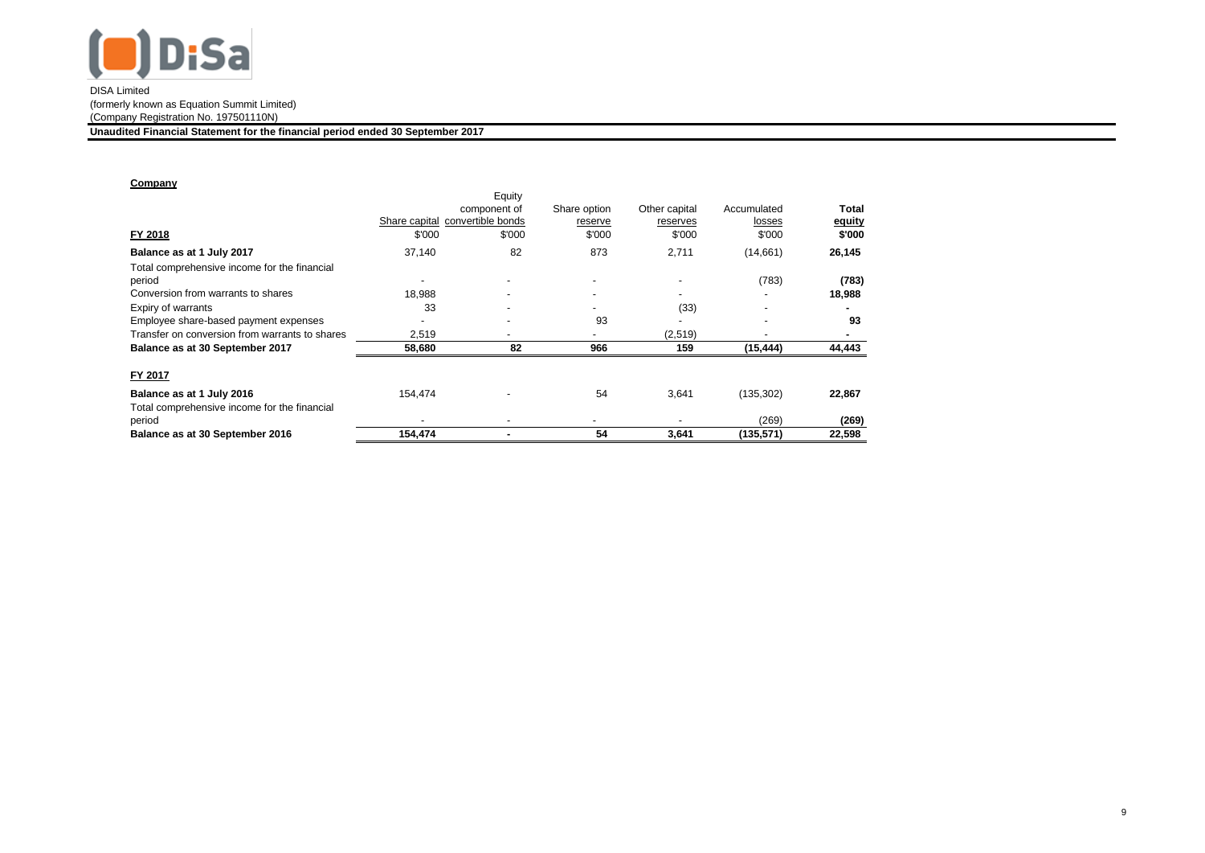DISA Limited
(formerly known as Equation Summit Limited)
(Company Registration No. 197501110N)

**Unaudited Financial Statement for the financial period ended 30 September 2017**

**Company**

| | Share capital | Equity component of convertible bonds | Share option reserve | Other capital reserves | Accumulated losses | Total equity |
|---|---|---|---|---|---|---|
| **FY 2018** | $'000 | $'000 | $'000 | $'000 | $'000 | **$'000** |
| **Balance as at 1 July 2017** | 37,140 | 82 | 873 | 2,711 | (14,661) | **26,145** |
| Total comprehensive income for the financial period | - | - | - | - | (783) | **(783)** |
| Conversion from warrants to shares | 18,988 | - | - | - | - | **18,988** |
| Expiry of warrants | 33 | - | - | (33) | - | **-** |
| Employee share-based payment expenses | - | - | 93 | - | - | **93** |
| Transfer on conversion from warrants to shares | 2,519 | - | - | (2,519) | - | **-** |
| **Balance as at 30 September 2017** | **58,680** | **82** | **966** | **159** | **(15,444)** | **44,443** |
| **FY 2017** | | | | | | |
| **Balance as at 1 July 2016** | 154,474 | - | 54 | 3,641 | (135,302) | **22,867** |
| Total comprehensive income for the financial period | - | - | - | - | (269) | **(269)** |
| **Balance as at 30 September 2016** | **154,474** | **-** | **54** | **3,641** | **(135,571)** | **22,598** |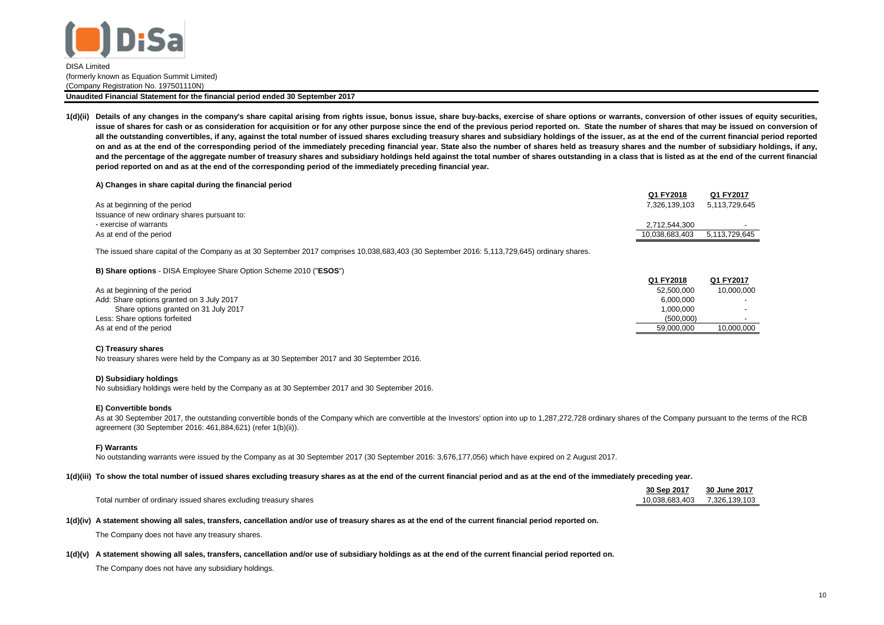DISA Limited
(formerly known as Equation Summit Limited)
(Company Registration No. 197501110N)

**Unaudited Financial Statement for the financial period ended 30 September 2017**

**1(d)(ii) Details of any changes in the company's share capital arising from rights issue, bonus issue, share buy-backs, exercise of share options or warrants, conversion of other issues of equity securities, issue of shares for cash or as consideration for acquisition or for any other purpose since the end of the previous period reported on. State the number of shares that may be issued on conversion of all the outstanding convertibles, if any, against the total number of issued shares excluding treasury shares and subsidiary holdings of the issuer, as at the end of the current financial period reported on and as at the end of the corresponding period of the immediately preceding financial year. State also the number of shares held as treasury shares and the number of subsidiary holdings, if any, and the percentage of the aggregate number of treasury shares and subsidiary holdings held against the total number of shares outstanding in a class that is listed as at the end of the current financial period reported on and as at the end of the corresponding period of the immediately preceding financial year.**

**A) Changes in share capital during the financial period**

| | Q1 FY2018 | Q1 FY2017 |
|---|---|---|
| As at beginning of the period | 7,326,139,103 | 5,113,729,645 |
| Issuance of new ordinary shares pursuant to: | | |
| - exercise of warrants | 2,712,544,300 | - |
| As at end of the period | 10,038,683,403 | 5,113,729,645 |

The issued share capital of the Company as at 30 September 2017 comprises 10,038,683,403 (30 September 2016: 5,113,729,645) ordinary shares.

**B) Share options** - DISA Employee Share Option Scheme 2010 ("**ESOS**")

| | Q1 FY2018 | Q1 FY2017 |
|---|---|---|
| As at beginning of the period | 52,500,000 | 10,000,000 |
| Add: Share options granted on 3 July 2017 | 6,000,000 | - |
| Share options granted on 31 July 2017 | 1,000,000 | - |
| Less: Share options forfeited | (500,000) | - |
| As at end of the period | 59,000,000 | 10,000,000 |

**C) Treasury shares**

No treasury shares were held by the Company as at 30 September 2017 and 30 September 2016.

**D) Subsidiary holdings**

No subsidiary holdings were held by the Company as at 30 September 2017 and 30 September 2016.

**E) Convertible bonds**

As at 30 September 2017, the outstanding convertible bonds of the Company which are convertible at the Investors' option into up to 1,287,272,728 ordinary shares of the Company pursuant to the terms of the RCB agreement (30 September 2016: 461,884,621) (refer 1(b)(ii)).

**F) Warrants**

No outstanding warrants were issued by the Company as at 30 September 2017 (30 September 2016: 3,676,177,056) which have expired on 2 August 2017.

**1(d)(iii) To show the total number of issued shares excluding treasury shares as at the end of the current financial period and as at the end of the immediately preceding year.**

| | 30 Sep 2017 | 30 June 2017 |
|---|---|---|
| Total number of ordinary issued shares excluding treasury shares | 10,038,683,403 | 7,326,139,103 |

**1(d)(iv) A statement showing all sales, transfers, cancellation and/or use of treasury shares as at the end of the current financial period reported on.**

The Company does not have any treasury shares.

**1(d)(v) A statement showing all sales, transfers, cancellation and/or use of subsidiary holdings as at the end of the current financial period reported on.**

The Company does not have any subsidiary holdings.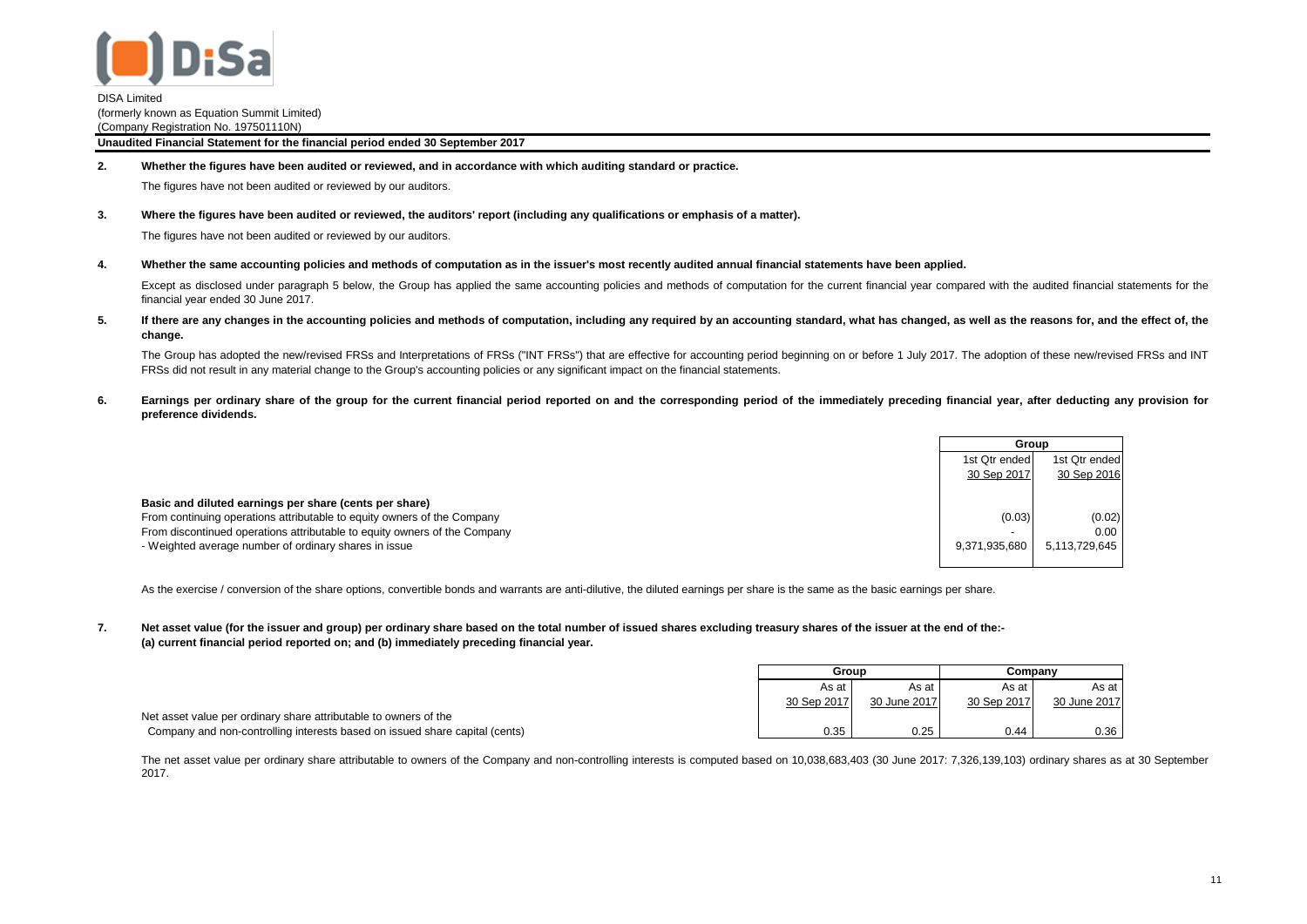DISA Limited
(formerly known as Equation Summit Limited)
(Company Registration No. 197501110N)

**Unaudited Financial Statement for the financial period ended 30 September 2017**

**2. Whether the figures have been audited or reviewed, and in accordance with which auditing standard or practice.**

The figures have not been audited or reviewed by our auditors.

**3. Where the figures have been audited or reviewed, the auditors' report (including any qualifications or emphasis of a matter).**

The figures have not been audited or reviewed by our auditors.

**4. Whether the same accounting policies and methods of computation as in the issuer's most recently audited annual financial statements have been applied.**

Except as disclosed under paragraph 5 below, the Group has applied the same accounting policies and methods of computation for the current financial year compared with the audited financial statements for the financial year ended 30 June 2017.

**5. If there are any changes in the accounting policies and methods of computation, including any required by an accounting standard, what has changed, as well as the reasons for, and the effect of, the change.**

The Group has adopted the new/revised FRSs and Interpretations of FRSs ("INT FRSs") that are effective for accounting period beginning on or before 1 July 2017. The adoption of these new/revised FRSs and INT FRSs did not result in any material change to the Group's accounting policies or any significant impact on the financial statements.

**6. Earnings per ordinary share of the group for the current financial period reported on and the corresponding period of the immediately preceding financial year, after deducting any provision for preference dividends.**

| | Group | |
|---|---|---|
| | 1st Qtr ended 30 Sep 2017 | 1st Qtr ended 30 Sep 2016 |
| **Basic and diluted earnings per share (cents per share)** | | |
| From continuing operations attributable to equity owners of the Company | (0.03) | (0.02) |
| From discontinued operations attributable to equity owners of the Company | - | 0.00 |
| - Weighted average number of ordinary shares in issue | 9,371,935,680 | 5,113,729,645 |

As the exercise / conversion of the share options, convertible bonds and warrants are anti-dilutive, the diluted earnings per share is the same as the basic earnings per share.

**7. Net asset value (for the issuer and group) per ordinary share based on the total number of issued shares excluding treasury shares of the issuer at the end of the:-
(a) current financial period reported on; and (b) immediately preceding financial year.**

| | Group | | Company | |
|---|---|---|---|---|
| | As at 30 Sep 2017 | As at 30 June 2017 | As at 30 Sep 2017 | As at 30 June 2017 |
| Net asset value per ordinary share attributable to owners of the Company and non-controlling interests based on issued share capital (cents) | 0.35 | 0.25 | 0.44 | 0.36 |

The net asset value per ordinary share attributable to owners of the Company and non-controlling interests is computed based on 10,038,683,403 (30 June 2017: 7,326,139,103) ordinary shares as at 30 September 2017.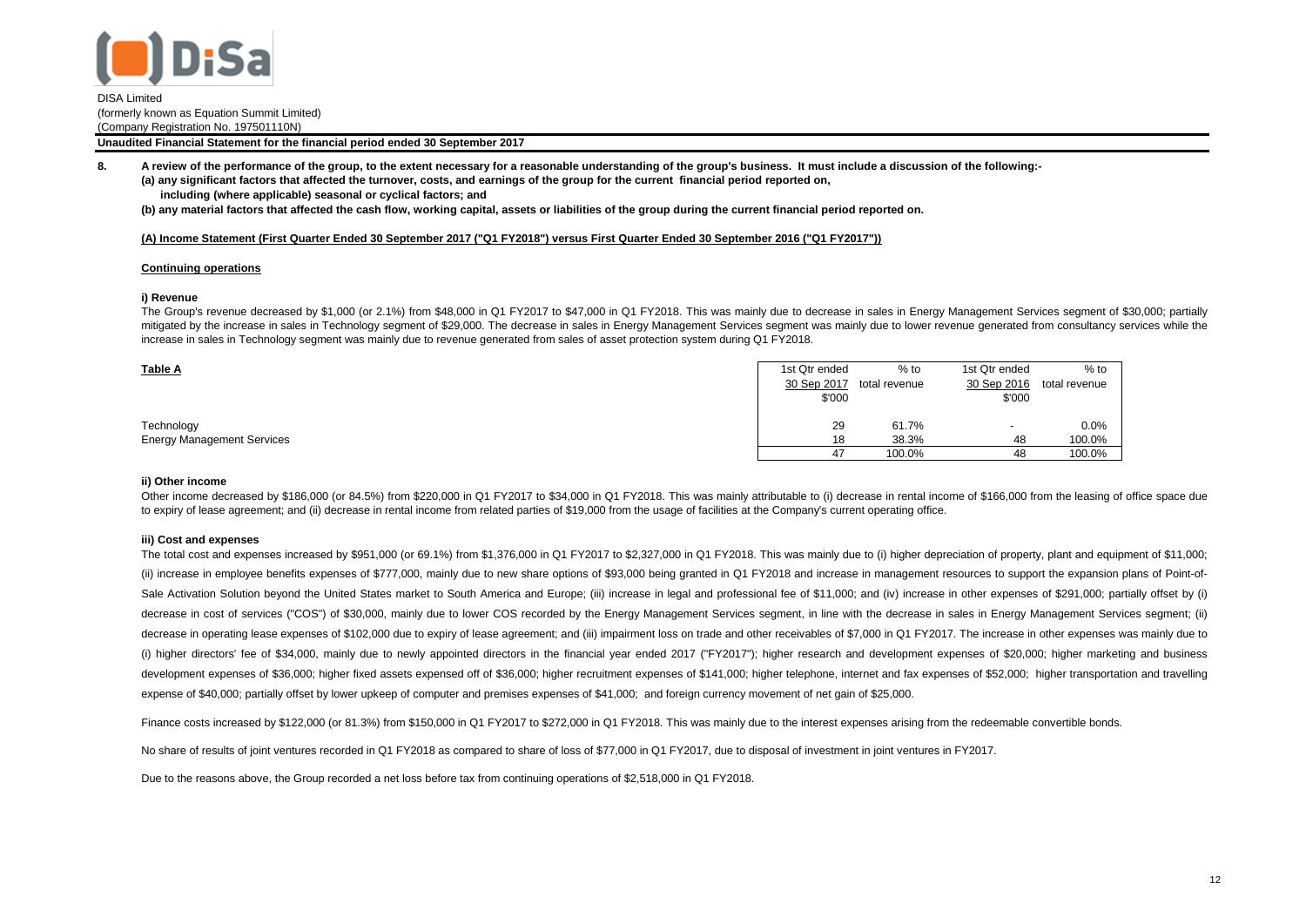DISA Limited
(formerly known as Equation Summit Limited)
(Company Registration No. 197501110N)

**Unaudited Financial Statement for the financial period ended 30 September 2017**

**8. A review of the performance of the group, to the extent necessary for a reasonable understanding of the group's business. It must include a discussion of the following:-**
**(a) any significant factors that affected the turnover, costs, and earnings of the group for the current financial period reported on, including (where applicable) seasonal or cyclical factors; and**
**(b) any material factors that affected the cash flow, working capital, assets or liabilities of the group during the current financial period reported on.**

**(A) Income Statement (First Quarter Ended 30 September 2017 ("Q1 FY2018") versus First Quarter Ended 30 September 2016 ("Q1 FY2017"))**

**Continuing operations**

**i) Revenue**

The Group's revenue decreased by $1,000 (or 2.1%) from $48,000 in Q1 FY2017 to $47,000 in Q1 FY2018. This was mainly due to decrease in sales in Energy Management Services segment of $30,000; partially mitigated by the increase in sales in Technology segment of $29,000. The decrease in sales in Energy Management Services segment was mainly due to lower revenue generated from consultancy services while the increase in sales in Technology segment was mainly due to revenue generated from sales of asset protection system during Q1 FY2018.

**Table A**

| | 1st Qtr ended 30 Sep 2017 $'000 | % to total revenue | 1st Qtr ended 30 Sep 2016 $'000 | % to total revenue |
|---|---|---|---|---|
| Technology | 29 | 61.7% | - | 0.0% |
| Energy Management Services | 18 | 38.3% | 48 | 100.0% |
| | 47 | 100.0% | 48 | 100.0% |

**ii) Other income**

Other income decreased by $186,000 (or 84.5%) from $220,000 in Q1 FY2017 to $34,000 in Q1 FY2018. This was mainly attributable to (i) decrease in rental income of $166,000 from the leasing of office space due to expiry of lease agreement; and (ii) decrease in rental income from related parties of $19,000 from the usage of facilities at the Company's current operating office.

**iii) Cost and expenses**

The total cost and expenses increased by $951,000 (or 69.1%) from $1,376,000 in Q1 FY2017 to $2,327,000 in Q1 FY2018. This was mainly due to (i) higher depreciation of property, plant and equipment of $11,000; (ii) increase in employee benefits expenses of $777,000, mainly due to new share options of $93,000 being granted in Q1 FY2018 and increase in management resources to support the expansion plans of Point-of-Sale Activation Solution beyond the United States market to South America and Europe; (iii) increase in legal and professional fee of $11,000; and (iv) increase in other expenses of $291,000; partially offset by (i) decrease in cost of services ("COS") of $30,000, mainly due to lower COS recorded by the Energy Management Services segment, in line with the decrease in sales in Energy Management Services segment; (ii) decrease in operating lease expenses of $102,000 due to expiry of lease agreement; and (iii) impairment loss on trade and other receivables of $7,000 in Q1 FY2017. The increase in other expenses was mainly due to (i) higher directors' fee of $34,000, mainly due to newly appointed directors in the financial year ended 2017 ("FY2017"); higher research and development expenses of $20,000; higher marketing and business development expenses of $36,000; higher fixed assets expensed off of $36,000; higher recruitment expenses of $141,000; higher telephone, internet and fax expenses of $52,000; higher transportation and travelling expense of $40,000; partially offset by lower upkeep of computer and premises expenses of $41,000; and foreign currency movement of net gain of $25,000.

Finance costs increased by $122,000 (or 81.3%) from $150,000 in Q1 FY2017 to $272,000 in Q1 FY2018. This was mainly due to the interest expenses arising from the redeemable convertible bonds.

No share of results of joint ventures recorded in Q1 FY2018 as compared to share of loss of $77,000 in Q1 FY2017, due to disposal of investment in joint ventures in FY2017.

Due to the reasons above, the Group recorded a net loss before tax from continuing operations of $2,518,000 in Q1 FY2018.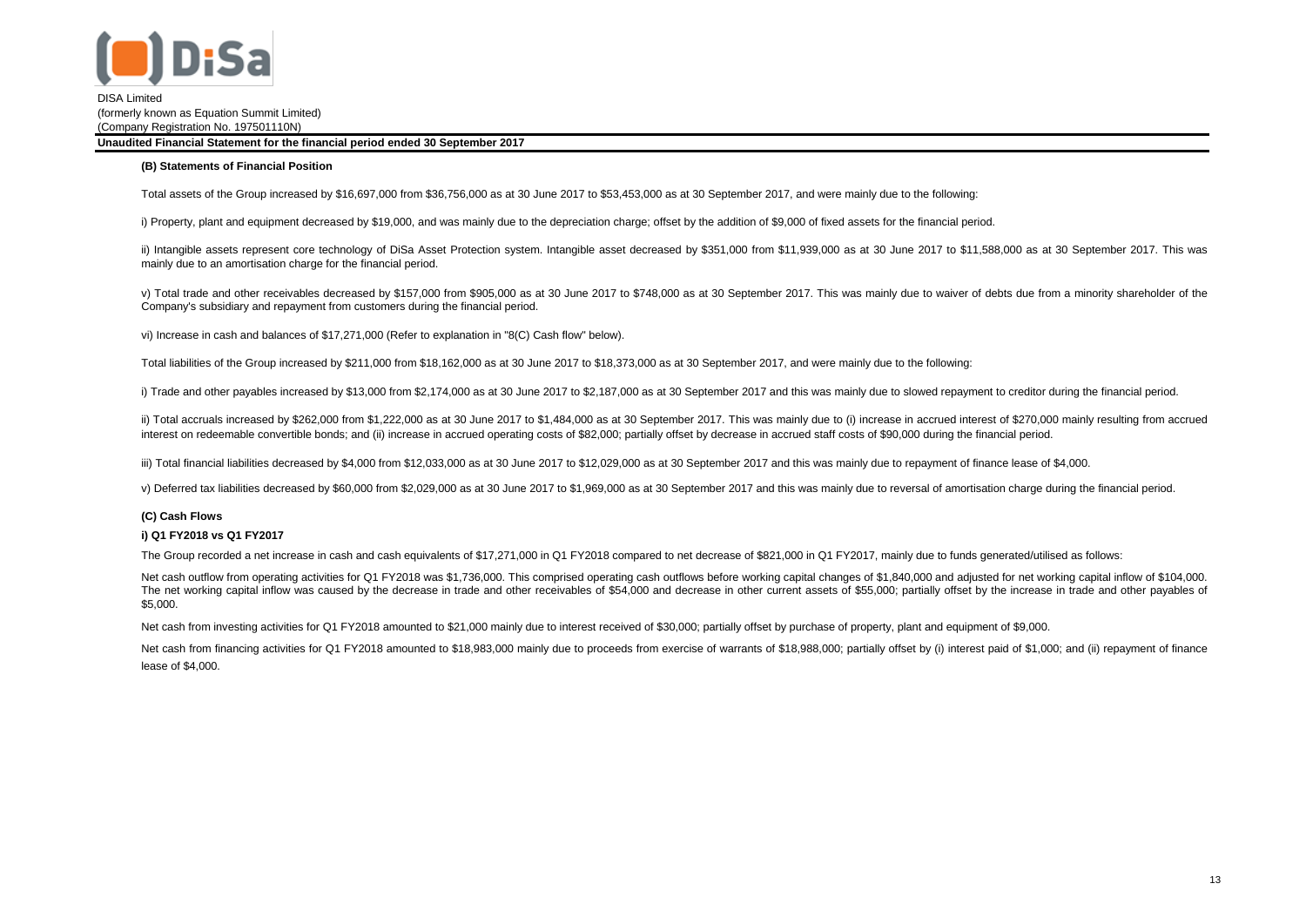DISA Limited
(formerly known as Equation Summit Limited)
(Company Registration No. 197501110N)

**Unaudited Financial Statement for the financial period ended 30 September 2017**

**(B) Statements of Financial Position**

Total assets of the Group increased by $16,697,000 from $36,756,000 as at 30 June 2017 to $53,453,000 as at 30 September 2017, and were mainly due to the following:

i) Property, plant and equipment decreased by $19,000, and was mainly due to the depreciation charge; offset by the addition of $9,000 of fixed assets for the financial period.

ii) Intangible assets represent core technology of DiSa Asset Protection system. Intangible asset decreased by $351,000 from $11,939,000 as at 30 June 2017 to $11,588,000 as at 30 September 2017. This was mainly due to an amortisation charge for the financial period.

v) Total trade and other receivables decreased by $157,000 from $905,000 as at 30 June 2017 to $748,000 as at 30 September 2017. This was mainly due to waiver of debts due from a minority shareholder of the Company's subsidiary and repayment from customers during the financial period.

vi) Increase in cash and balances of $17,271,000 (Refer to explanation in "8(C) Cash flow" below).

Total liabilities of the Group increased by $211,000 from $18,162,000 as at 30 June 2017 to $18,373,000 as at 30 September 2017, and were mainly due to the following:

i) Trade and other payables increased by $13,000 from $2,174,000 as at 30 June 2017 to $2,187,000 as at 30 September 2017 and this was mainly due to slowed repayment to creditor during the financial period.

ii) Total accruals increased by $262,000 from $1,222,000 as at 30 June 2017 to $1,484,000 as at 30 September 2017. This was mainly due to (i) increase in accrued interest of $270,000 mainly resulting from accrued interest on redeemable convertible bonds; and (ii) increase in accrued operating costs of $82,000; partially offset by decrease in accrued staff costs of $90,000 during the financial period.

iii) Total financial liabilities decreased by $4,000 from $12,033,000 as at 30 June 2017 to $12,029,000 as at 30 September 2017 and this was mainly due to repayment of finance lease of $4,000.

v) Deferred tax liabilities decreased by $60,000 from $2,029,000 as at 30 June 2017 to $1,969,000 as at 30 September 2017 and this was mainly due to reversal of amortisation charge during the financial period.

**(C) Cash Flows**

**i) Q1 FY2018 vs Q1 FY2017**

The Group recorded a net increase in cash and cash equivalents of $17,271,000 in Q1 FY2018 compared to net decrease of $821,000 in Q1 FY2017, mainly due to funds generated/utilised as follows:

Net cash outflow from operating activities for Q1 FY2018 was $1,736,000. This comprised operating cash outflows before working capital changes of $1,840,000 and adjusted for net working capital inflow of $104,000. The net working capital inflow was caused by the decrease in trade and other receivables of $54,000 and decrease in other current assets of $55,000; partially offset by the increase in trade and other payables of $5,000.

Net cash from investing activities for Q1 FY2018 amounted to $21,000 mainly due to interest received of $30,000; partially offset by purchase of property, plant and equipment of $9,000.

Net cash from financing activities for Q1 FY2018 amounted to $18,983,000 mainly due to proceeds from exercise of warrants of $18,988,000; partially offset by (i) interest paid of $1,000; and (ii) repayment of finance lease of $4,000.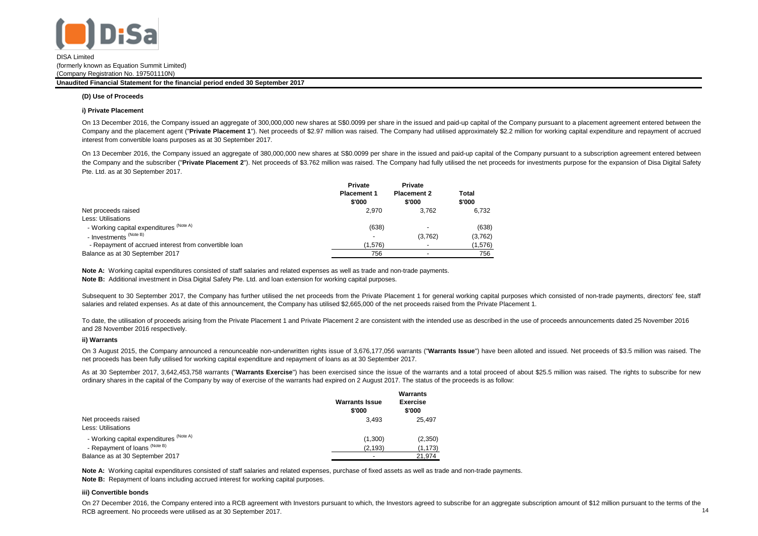DISA Limited
(formerly known as Equation Summit Limited)
(Company Registration No. 197501110N)

**Unaudited Financial Statement for the financial period ended 30 September 2017**

**(D) Use of Proceeds**

**i) Private Placement**

On 13 December 2016, the Company issued an aggregate of 300,000,000 new shares at S$0.0099 per share in the issued and paid-up capital of the Company pursuant to a placement agreement entered between the Company and the placement agent ("**Private Placement 1**"). Net proceeds of $2.97 million was raised. The Company had utilised approximately $2.2 million for working capital expenditure and repayment of accrued interest from convertible loans purposes as at 30 September 2017.

On 13 December 2016, the Company issued an aggregate of 380,000,000 new shares at S$0.0099 per share in the issued and paid-up capital of the Company pursuant to a subscription agreement entered between the Company and the subscriber ("**Private Placement 2**"). Net proceeds of $3.762 million was raised. The Company had fully utilised the net proceeds for investments purpose for the expansion of Disa Digital Safety Pte. Ltd. as at 30 September 2017.

| | Private Placement 1 $'000 | Private Placement 2 $'000 | Total $'000 |
|---|---|---|---|
| Net proceeds raised | 2,970 | 3,762 | 6,732 |
| Less: Utilisations | | | |
| - Working capital expenditures (Note A) | (638) | - | (638) |
| - Investments (Note B) | - | (3,762) | (3,762) |
| - Repayment of accrued interest from convertible loan | (1,576) | - | (1,576) |
| Balance as at 30 September 2017 | 756 | - | 756 |

**Note A:** Working capital expenditures consisted of staff salaries and related expenses as well as trade and non-trade payments.
**Note B:** Additional investment in Disa Digital Safety Pte. Ltd. and loan extension for working capital purposes.

Subsequent to 30 September 2017, the Company has further utilised the net proceeds from the Private Placement 1 for general working capital purposes which consisted of non-trade payments, directors' fee, staff salaries and related expenses. As at date of this announcement, the Company has utilised $2,665,000 of the net proceeds raised from the Private Placement 1.

To date, the utilisation of proceeds arising from the Private Placement 1 and Private Placement 2 are consistent with the intended use as described in the use of proceeds announcements dated 25 November 2016 and 28 November 2016 respectively.

**ii) Warrants**

On 3 August 2015, the Company announced a renounceable non-underwritten rights issue of 3,676,177,056 warrants ("**Warrants Issue**") have been alloted and issued. Net proceeds of $3.5 million was raised. The net proceeds has been fully utilised for working capital expenditure and repayment of loans as at 30 September 2017.

As at 30 September 2017, 3,642,453,758 warrants ("**Warrants Exercise**") has been exercised since the issue of the warrants and a total proceed of about $25.5 million was raised. The rights to subscribe for new ordinary shares in the capital of the Company by way of exercise of the warrants had expired on 2 August 2017. The status of the proceeds is as follow:

| | Warrants Issue $'000 | Warrants Exercise $'000 |
|---|---|---|
| Net proceeds raised | 3,493 | 25,497 |
| Less: Utilisations | | |
| - Working capital expenditures (Note A) | (1,300) | (2,350) |
| - Repayment of loans (Note B) | (2,193) | (1,173) |
| Balance as at 30 September 2017 | - | 21,974 |

**Note A:** Working capital expenditures consisted of staff salaries and related expenses, purchase of fixed assets as well as trade and non-trade payments.
**Note B:** Repayment of loans including accrued interest for working capital purposes.

**iii) Convertible bonds**

On 27 December 2016, the Company entered into a RCB agreement with Investors pursuant to which, the Investors agreed to subscribe for an aggregate subscription amount of $12 million pursuant to the terms of the RCB agreement. No proceeds were utilised as at 30 September 2017.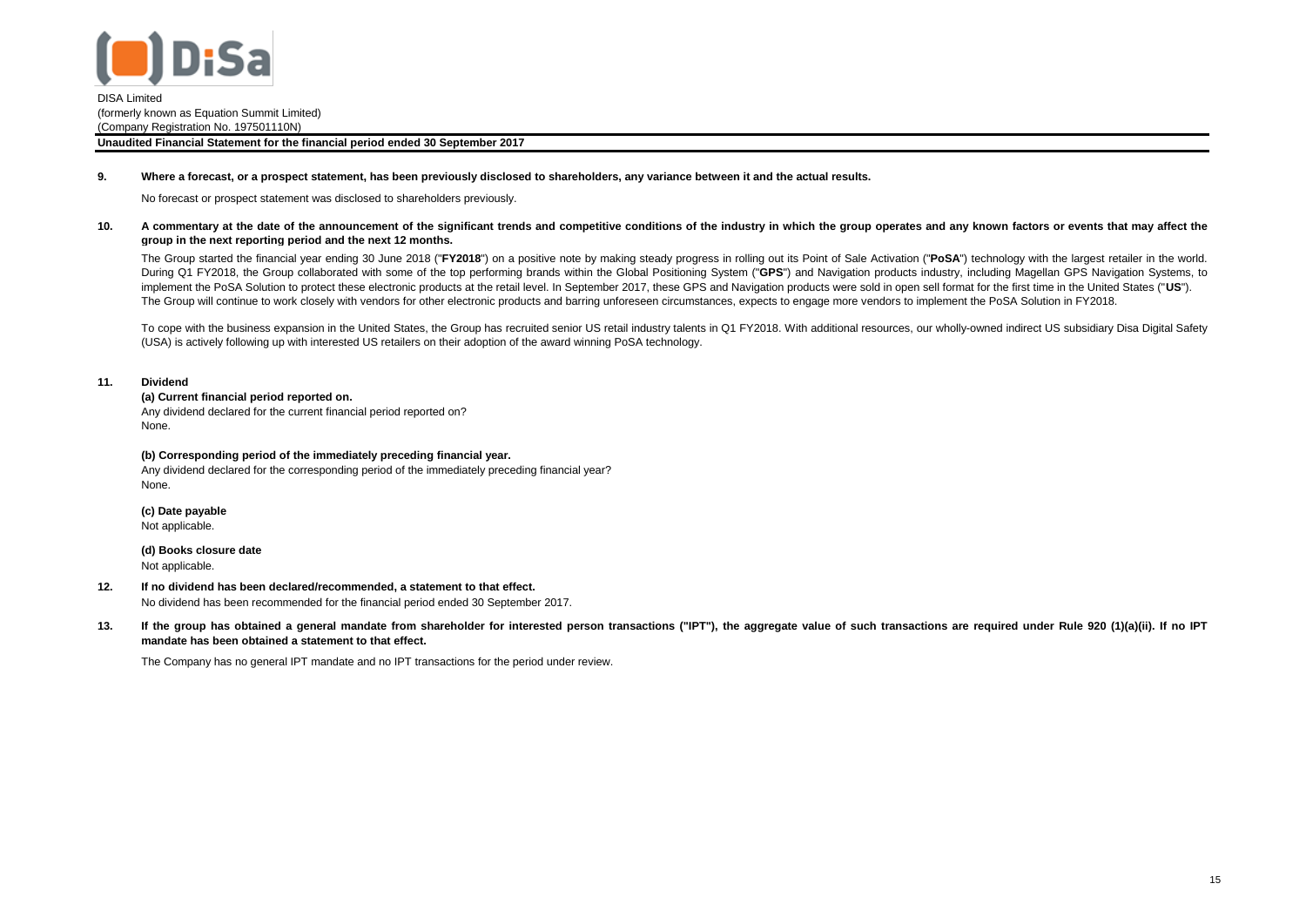**9. Where a forecast, or a prospect statement, has been previously disclosed to shareholders, any variance between it and the actual results.**

No forecast or prospect statement was disclosed to shareholders previously.

**10. A commentary at the date of the announcement of the significant trends and competitive conditions of the industry in which the group operates and any known factors or events that may affect the group in the next reporting period and the next 12 months.**

The Group started the financial year ending 30 June 2018 ("**FY2018**") on a positive note by making steady progress in rolling out its Point of Sale Activation ("**PoSA**") technology with the largest retailer in the world. During Q1 FY2018, the Group collaborated with some of the top performing brands within the Global Positioning System ("**GPS**") and Navigation products industry, including Magellan GPS Navigation Systems, to implement the PoSA Solution to protect these electronic products at the retail level. In September 2017, these GPS and Navigation products were sold in open sell format for the first time in the United States ("**US**"). The Group will continue to work closely with vendors for other electronic products and barring unforeseen circumstances, expects to engage more vendors to implement the PoSA Solution in FY2018.

To cope with the business expansion in the United States, the Group has recruited senior US retail industry talents in Q1 FY2018. With additional resources, our wholly-owned indirect US subsidiary Disa Digital Safety (USA) is actively following up with interested US retailers on their adoption of the award winning PoSA technology.

**11. Dividend**

**(a) Current financial period reported on.**

Any dividend declared for the current financial period reported on?
None.

**(b) Corresponding period of the immediately preceding financial year.**

Any dividend declared for the corresponding period of the immediately preceding financial year?
None.

**(c) Date payable**

Not applicable.

**(d) Books closure date**

Not applicable.

**12. If no dividend has been declared/recommended, a statement to that effect.**

No dividend has been recommended for the financial period ended 30 September 2017.

**13. If the group has obtained a general mandate from shareholder for interested person transactions ("IPT"), the aggregate value of such transactions are required under Rule 920 (1)(a)(ii). If no IPT mandate has been obtained a statement to that effect.**

The Company has no general IPT mandate and no IPT transactions for the period under review.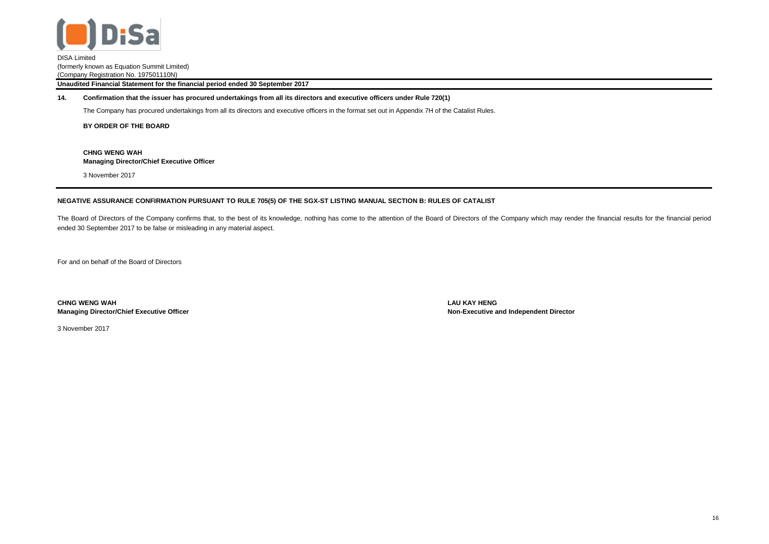DISA Limited
(formerly known as Equation Summit Limited)
(Company Registration No. 197501110N)

**Unaudited Financial Statement for the financial period ended 30 September 2017**

**14. Confirmation that the issuer has procured undertakings from all its directors and executive officers under Rule 720(1)**

The Company has procured undertakings from all its directors and executive officers in the format set out in Appendix 7H of the Catalist Rules.

**BY ORDER OF THE BOARD**

**CHNG WENG WAH**
**Managing Director/Chief Executive Officer**

3 November 2017

**NEGATIVE ASSURANCE CONFIRMATION PURSUANT TO RULE 705(5) OF THE SGX-ST LISTING MANUAL SECTION B: RULES OF CATALIST**

The Board of Directors of the Company confirms that, to the best of its knowledge, nothing has come to the attention of the Board of Directors of the Company which may render the financial results for the financial period ended 30 September 2017 to be false or misleading in any material aspect.

For and on behalf of the Board of Directors

**CHNG WENG WAH**
**Managing Director/Chief Executive Officer**

**LAU KAY HENG**
**Non-Executive and Independent Director**

3 November 2017